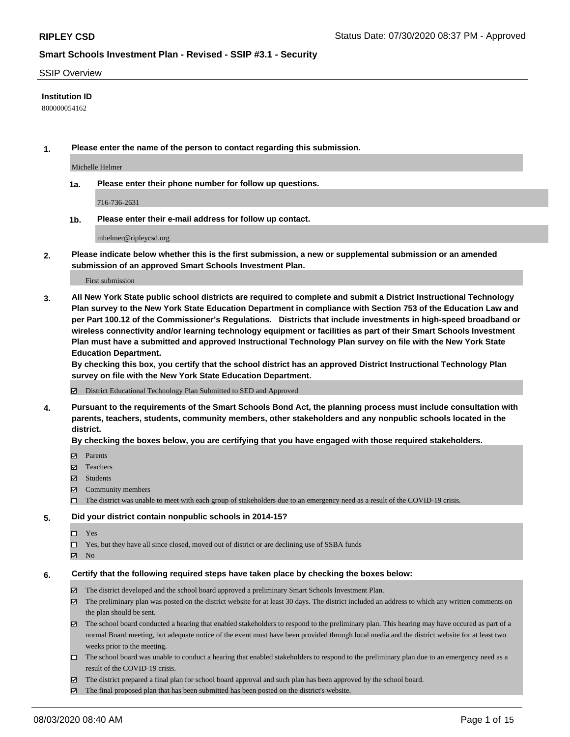**RIPLEY CSD**

Status Date: 07/30/2020 08:37 PM - Approved

**Smart Schools Investment Plan - Revised - SSIP #3.1 - Security**

SSIP Overview

**Institution ID**

800000054162

**1. Please enter the name of the person to contact regarding this submission.**

Michelle Helmer

**1a. Please enter their phone number for follow up questions.**

716-736-2631

**1b. Please enter their e-mail address for follow up contact.**

mhelmer@ripleycsd.org

**2. Please indicate below whether this is the first submission, a new or supplemental submission or an amended submission of an approved Smart Schools Investment Plan.**

First submission

**3. All New York State public school districts are required to complete and submit a District Instructional Technology Plan survey to the New York State Education Department in compliance with Section 753 of the Education Law and per Part 100.12 of the Commissioner's Regulations. Districts that include investments in high-speed broadband or wireless connectivity and/or learning technology equipment or facilities as part of their Smart Schools Investment Plan must have a submitted and approved Instructional Technology Plan survey on file with the New York State Education Department.**

**By checking this box, you certify that the school district has an approved District Instructional Technology Plan survey on file with the New York State Education Department.**

- [x] District Educational Technology Plan Submitted to SED and Approved

**4. Pursuant to the requirements of the Smart Schools Bond Act, the planning process must include consultation with parents, teachers, students, community members, other stakeholders and any nonpublic schools located in the district.**

**By checking the boxes below, you are certifying that you have engaged with those required stakeholders.**

- [x] Parents
- [x] Teachers
- [x] Students
- [x] Community members
- [ ] The district was unable to meet with each group of stakeholders due to an emergency need as a result of the COVID-19 crisis.

**5. Did your district contain nonpublic schools in 2014-15?**

- [ ] Yes
- [ ] Yes, but they have all since closed, moved out of district or are declining use of SSBA funds
- [x] No

**6. Certify that the following required steps have taken place by checking the boxes below:**

- [x] The district developed and the school board approved a preliminary Smart Schools Investment Plan.
- [x] The preliminary plan was posted on the district website for at least 30 days. The district included an address to which any written comments on the plan should be sent.
- [x] The school board conducted a hearing that enabled stakeholders to respond to the preliminary plan. This hearing may have occured as part of a normal Board meeting, but adequate notice of the event must have been provided through local media and the district website for at least two weeks prior to the meeting.
- [ ] The school board was unable to conduct a hearing that enabled stakeholders to respond to the preliminary plan due to an emergency need as a result of the COVID-19 crisis.
- [x] The district prepared a final plan for school board approval and such plan has been approved by the school board.
- [x] The final proposed plan that has been submitted has been posted on the district's website.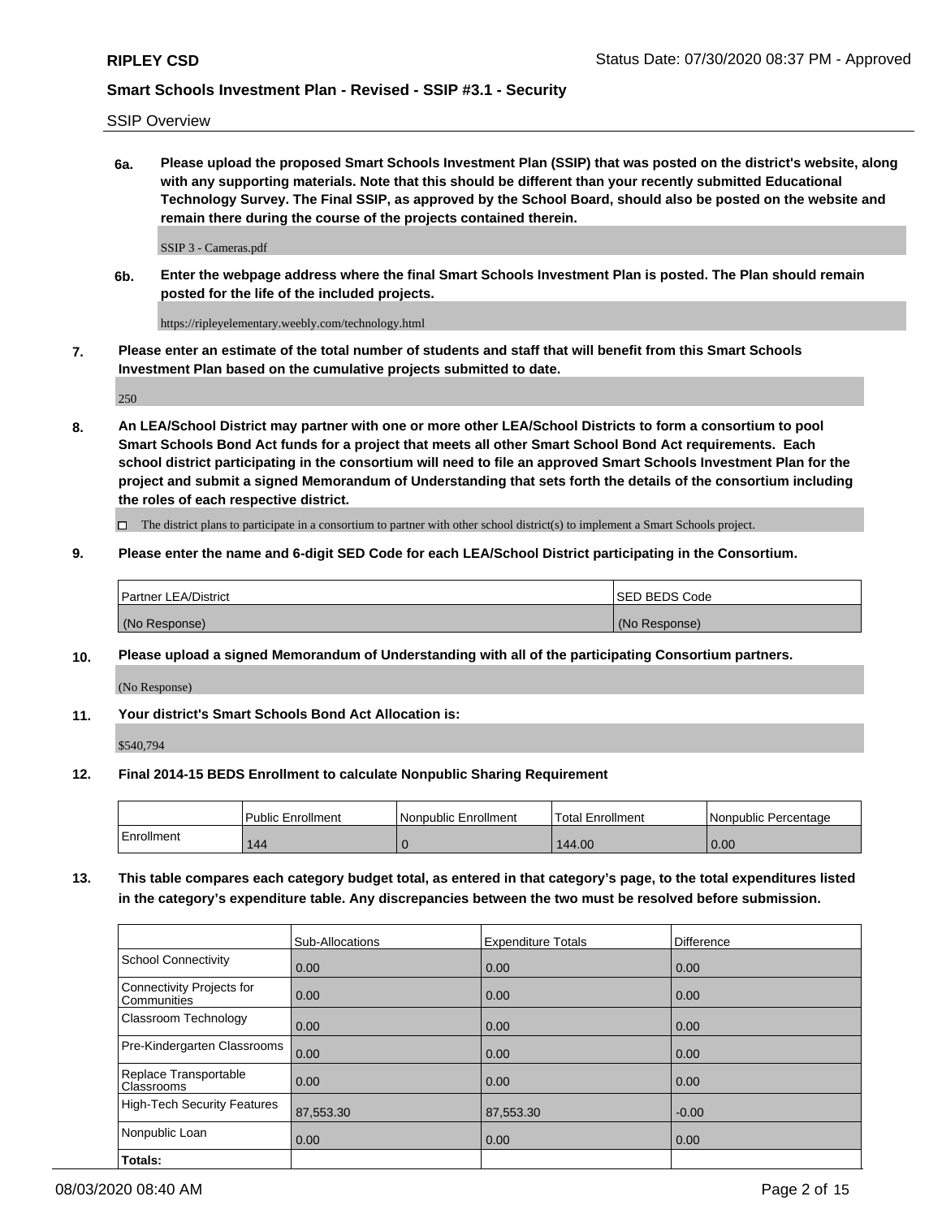SSIP Overview

**6a. Please upload the proposed Smart Schools Investment Plan (SSIP) that was posted on the district's website, along with any supporting materials. Note that this should be different than your recently submitted Educational Technology Survey. The Final SSIP, as approved by the School Board, should also be posted on the website and remain there during the course of the projects contained therein.**

SSIP 3 - Cameras.pdf

**6b. Enter the webpage address where the final Smart Schools Investment Plan is posted. The Plan should remain posted for the life of the included projects.**

https://ripleyelementary.weebly.com/technology.html

**7. Please enter an estimate of the total number of students and staff that will benefit from this Smart Schools Investment Plan based on the cumulative projects submitted to date.**

250

**8. An LEA/School District may partner with one or more other LEA/School Districts to form a consortium to pool Smart Schools Bond Act funds for a project that meets all other Smart School Bond Act requirements. Each school district participating in the consortium will need to file an approved Smart Schools Investment Plan for the project and submit a signed Memorandum of Understanding that sets forth the details of the consortium including the roles of each respective district.**

☐ The district plans to participate in a consortium to partner with other school district(s) to implement a Smart Schools project.

**9. Please enter the name and 6-digit SED Code for each LEA/School District participating in the Consortium.**

| Partner LEA/District | SED BEDS Code |
|---|---|
| (No Response) | (No Response) |

**10. Please upload a signed Memorandum of Understanding with all of the participating Consortium partners.**

(No Response)

**11. Your district's Smart Schools Bond Act Allocation is:**

$540,794

**12. Final 2014-15 BEDS Enrollment to calculate Nonpublic Sharing Requirement**

| | Public Enrollment | Nonpublic Enrollment | Total Enrollment | Nonpublic Percentage |
|---|---|---|---|---|
| Enrollment | 144 | 0 | 144.00 | 0.00 |

**13. This table compares each category budget total, as entered in that category's page, to the total expenditures listed in the category's expenditure table. Any discrepancies between the two must be resolved before submission.**

| | Sub-Allocations | Expenditure Totals | Difference |
|---|---|---|---|
| School Connectivity | 0.00 | 0.00 | 0.00 |
| Connectivity Projects for Communities | 0.00 | 0.00 | 0.00 |
| Classroom Technology | 0.00 | 0.00 | 0.00 |
| Pre-Kindergarten Classrooms | 0.00 | 0.00 | 0.00 |
| Replace Transportable Classrooms | 0.00 | 0.00 | 0.00 |
| High-Tech Security Features | 87,553.30 | 87,553.30 | -0.00 |
| Nonpublic Loan | 0.00 | 0.00 | 0.00 |
| Totals: | | | |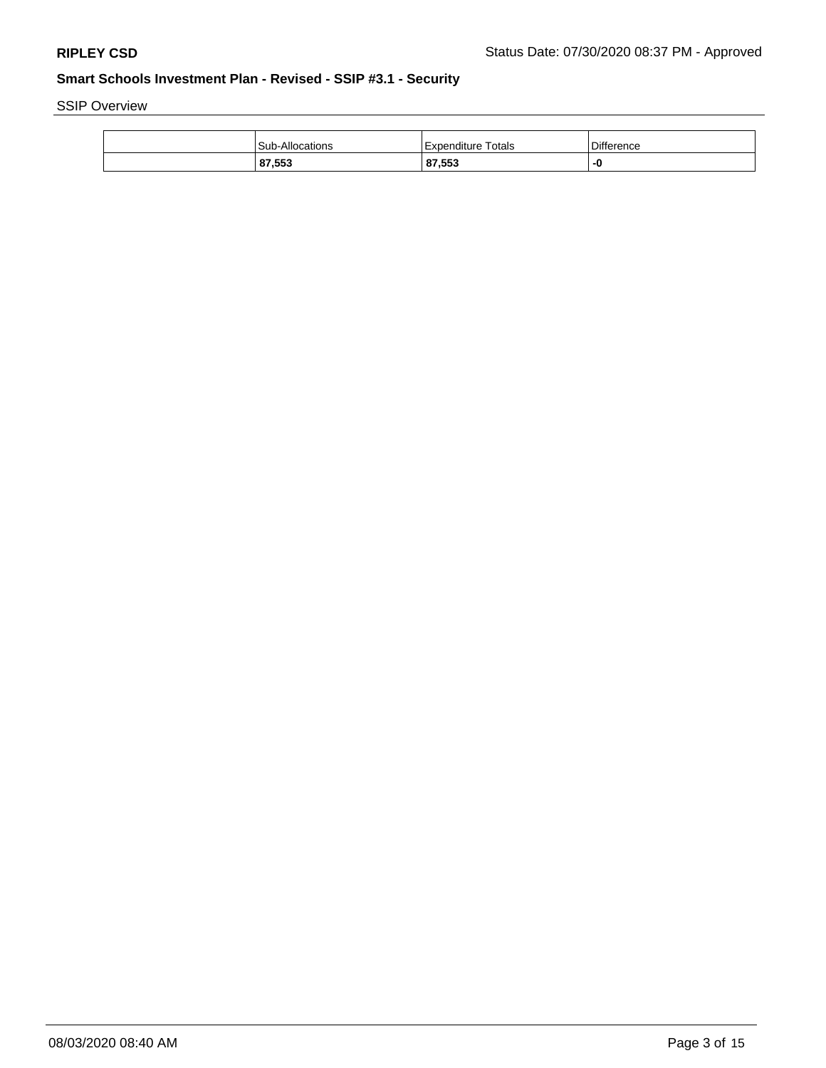## Smart Schools Investment Plan - Revised - SSIP #3.1 - Security

SSIP Overview

| | Sub-Allocations | Expenditure Totals | Difference |
|---|---|---|---|
| | **87,553** | **87,553** | **-0** |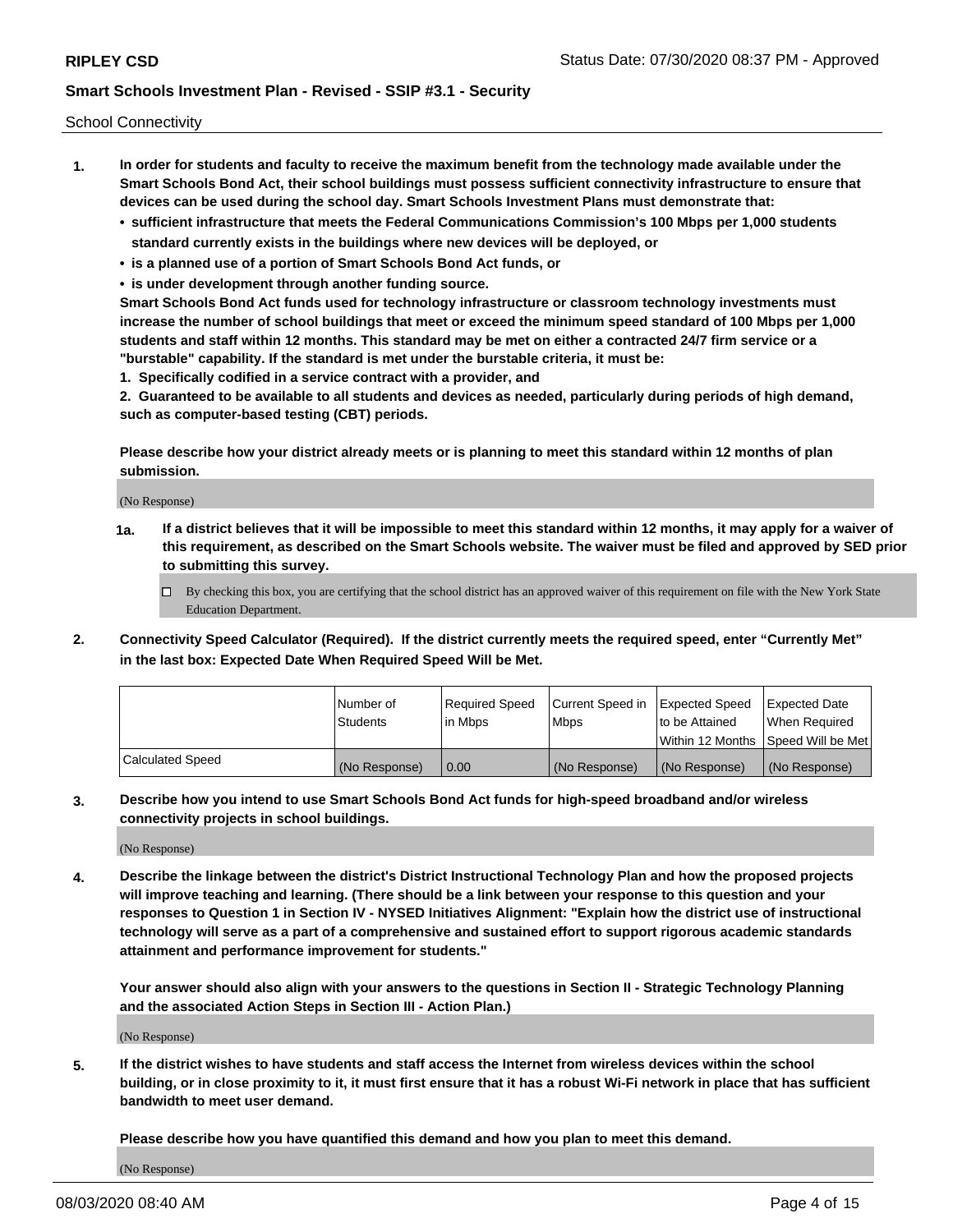School Connectivity

1. **In order for students and faculty to receive the maximum benefit from the technology made available under the Smart Schools Bond Act, their school buildings must possess sufficient connectivity infrastructure to ensure that devices can be used during the school day. Smart Schools Investment Plans must demonstrate that:**
   - **sufficient infrastructure that meets the Federal Communications Commission's 100 Mbps per 1,000 students standard currently exists in the buildings where new devices will be deployed, or**
   - **is a planned use of a portion of Smart Schools Bond Act funds, or**
   - **is under development through another funding source.**

   **Smart Schools Bond Act funds used for technology infrastructure or classroom technology investments must increase the number of school buildings that meet or exceed the minimum speed standard of 100 Mbps per 1,000 students and staff within 12 months. This standard may be met on either a contracted 24/7 firm service or a "burstable" capability. If the standard is met under the burstable criteria, it must be:**

   **1. Specifically codified in a service contract with a provider, and**

   **2. Guaranteed to be available to all students and devices as needed, particularly during periods of high demand, such as computer-based testing (CBT) periods.**

   **Please describe how your district already meets or is planning to meet this standard within 12 months of plan submission.**

   (No Response)

   **1a.** **If a district believes that it will be impossible to meet this standard within 12 months, it may apply for a waiver of this requirement, as described on the Smart Schools website. The waiver must be filed and approved by SED prior to submitting this survey.**

   ☐ By checking this box, you are certifying that the school district has an approved waiver of this requirement on file with the New York State Education Department.

2. **Connectivity Speed Calculator (Required). If the district currently meets the required speed, enter "Currently Met" in the last box: Expected Date When Required Speed Will be Met.**

|  | Number of Students | Required Speed in Mbps | Current Speed in Mbps | Expected Speed to be Attained Within 12 Months | Expected Date When Required Speed Will be Met |
|---|---|---|---|---|---|
| Calculated Speed | (No Response) | 0.00 | (No Response) | (No Response) | (No Response) |

3. **Describe how you intend to use Smart Schools Bond Act funds for high-speed broadband and/or wireless connectivity projects in school buildings.**

   (No Response)

4. **Describe the linkage between the district's District Instructional Technology Plan and how the proposed projects will improve teaching and learning. (There should be a link between your response to this question and your responses to Question 1 in Section IV - NYSED Initiatives Alignment: "Explain how the district use of instructional technology will serve as a part of a comprehensive and sustained effort to support rigorous academic standards attainment and performance improvement for students."**

   **Your answer should also align with your answers to the questions in Section II - Strategic Technology Planning and the associated Action Steps in Section III - Action Plan.)**

   (No Response)

5. **If the district wishes to have students and staff access the Internet from wireless devices within the school building, or in close proximity to it, it must first ensure that it has a robust Wi-Fi network in place that has sufficient bandwidth to meet user demand.**

   **Please describe how you have quantified this demand and how you plan to meet this demand.**

   (No Response)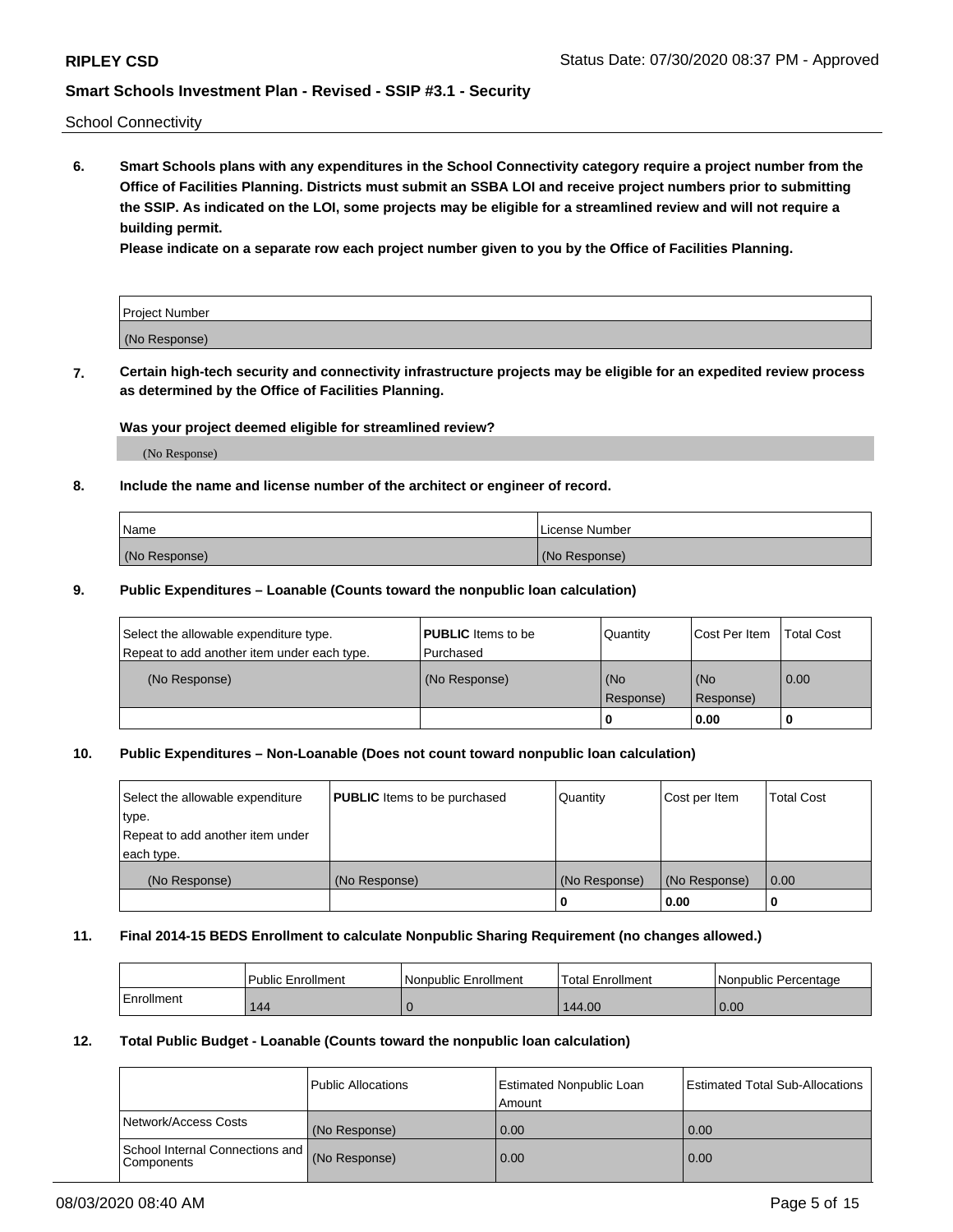School Connectivity

**6. Smart Schools plans with any expenditures in the School Connectivity category require a project number from the Office of Facilities Planning. Districts must submit an SSBA LOI and receive project numbers prior to submitting the SSIP. As indicated on the LOI, some projects may be eligible for a streamlined review and will not require a building permit.**

**Please indicate on a separate row each project number given to you by the Office of Facilities Planning.**

| Project Number |
| --- |
| (No Response) |

**7. Certain high-tech security and connectivity infrastructure projects may be eligible for an expedited review process as determined by the Office of Facilities Planning.**

**Was your project deemed eligible for streamlined review?**

(No Response)

**8. Include the name and license number of the architect or engineer of record.**

| Name | License Number |
| --- | --- |
| (No Response) | (No Response) |

**9. Public Expenditures – Loanable (Counts toward the nonpublic loan calculation)**

| Select the allowable expenditure type. Repeat to add another item under each type. | **PUBLIC** Items to be Purchased | Quantity | Cost Per Item | Total Cost |
| --- | --- | --- | --- | --- |
| (No Response) | (No Response) | (No Response) | (No Response) | 0.00 |
| | | 0 | 0.00 | 0 |

**10. Public Expenditures – Non-Loanable (Does not count toward nonpublic loan calculation)**

| Select the allowable expenditure type. Repeat to add another item under each type. | **PUBLIC** Items to be purchased | Quantity | Cost per Item | Total Cost |
| --- | --- | --- | --- | --- |
| (No Response) | (No Response) | (No Response) | (No Response) | 0.00 |
| | | 0 | 0.00 | 0 |

**11. Final 2014-15 BEDS Enrollment to calculate Nonpublic Sharing Requirement (no changes allowed.)**

| | Public Enrollment | Nonpublic Enrollment | Total Enrollment | Nonpublic Percentage |
| --- | --- | --- | --- | --- |
| Enrollment | 144 | 0 | 144.00 | 0.00 |

**12. Total Public Budget - Loanable (Counts toward the nonpublic loan calculation)**

| | Public Allocations | Estimated Nonpublic Loan Amount | Estimated Total Sub-Allocations |
| --- | --- | --- | --- |
| Network/Access Costs | (No Response) | 0.00 | 0.00 |
| School Internal Connections and Components | (No Response) | 0.00 | 0.00 |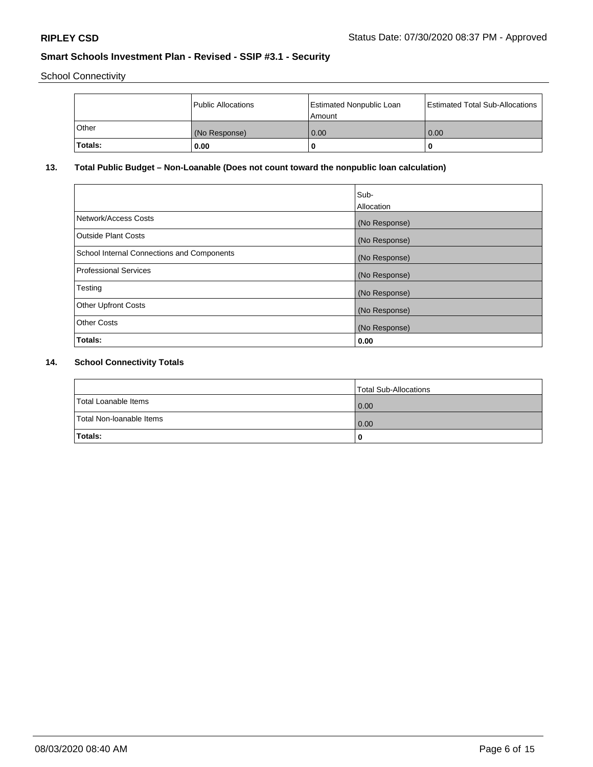School Connectivity

|  | Public Allocations | Estimated Nonpublic Loan Amount | Estimated Total Sub-Allocations |
|---|---|---|---|
| Other | (No Response) | 0.00 | 0.00 |
| **Totals:** | **0.00** | **0** | **0** |

## 13. Total Public Budget – Non-Loanable (Does not count toward the nonpublic loan calculation)

|  | Sub-Allocation |
|---|---|
| Network/Access Costs | (No Response) |
| Outside Plant Costs | (No Response) |
| School Internal Connections and Components | (No Response) |
| Professional Services | (No Response) |
| Testing | (No Response) |
| Other Upfront Costs | (No Response) |
| Other Costs | (No Response) |
| **Totals:** | **0.00** |

## 14. School Connectivity Totals

|  | Total Sub-Allocations |
|---|---|
| Total Loanable Items | 0.00 |
| Total Non-loanable Items | 0.00 |
| **Totals:** | **0** |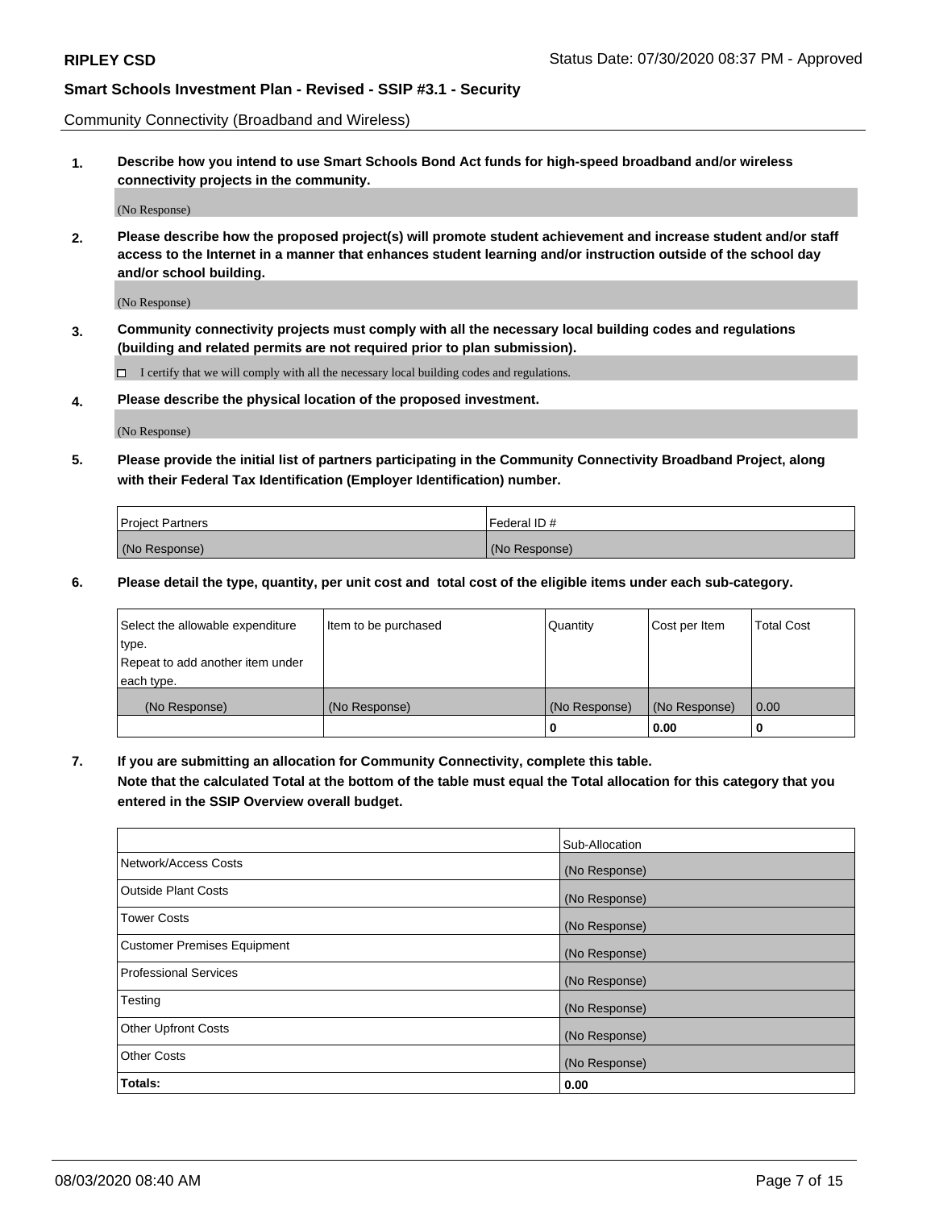Community Connectivity (Broadband and Wireless)

**1. Describe how you intend to use Smart Schools Bond Act funds for high-speed broadband and/or wireless connectivity projects in the community.**

(No Response)

**2. Please describe how the proposed project(s) will promote student achievement and increase student and/or staff access to the Internet in a manner that enhances student learning and/or instruction outside of the school day and/or school building.**

(No Response)

**3. Community connectivity projects must comply with all the necessary local building codes and regulations (building and related permits are not required prior to plan submission).**

☐ I certify that we will comply with all the necessary local building codes and regulations.

**4. Please describe the physical location of the proposed investment.**

(No Response)

**5. Please provide the initial list of partners participating in the Community Connectivity Broadband Project, along with their Federal Tax Identification (Employer Identification) number.**

| Project Partners | Federal ID # |
|---|---|
| (No Response) | (No Response) |

**6. Please detail the type, quantity, per unit cost and total cost of the eligible items under each sub-category.**

| Select the allowable expenditure type. Repeat to add another item under each type. | Item to be purchased | Quantity | Cost per Item | Total Cost |
|---|---|---|---|---|
| (No Response) | (No Response) | (No Response) | (No Response) | 0.00 |
| | | **0** | **0.00** | **0** |

**7. If you are submitting an allocation for Community Connectivity, complete this table. Note that the calculated Total at the bottom of the table must equal the Total allocation for this category that you entered in the SSIP Overview overall budget.**

| | Sub-Allocation |
|---|---|
| Network/Access Costs | (No Response) |
| Outside Plant Costs | (No Response) |
| Tower Costs | (No Response) |
| Customer Premises Equipment | (No Response) |
| Professional Services | (No Response) |
| Testing | (No Response) |
| Other Upfront Costs | (No Response) |
| Other Costs | (No Response) |
| **Totals:** | **0.00** |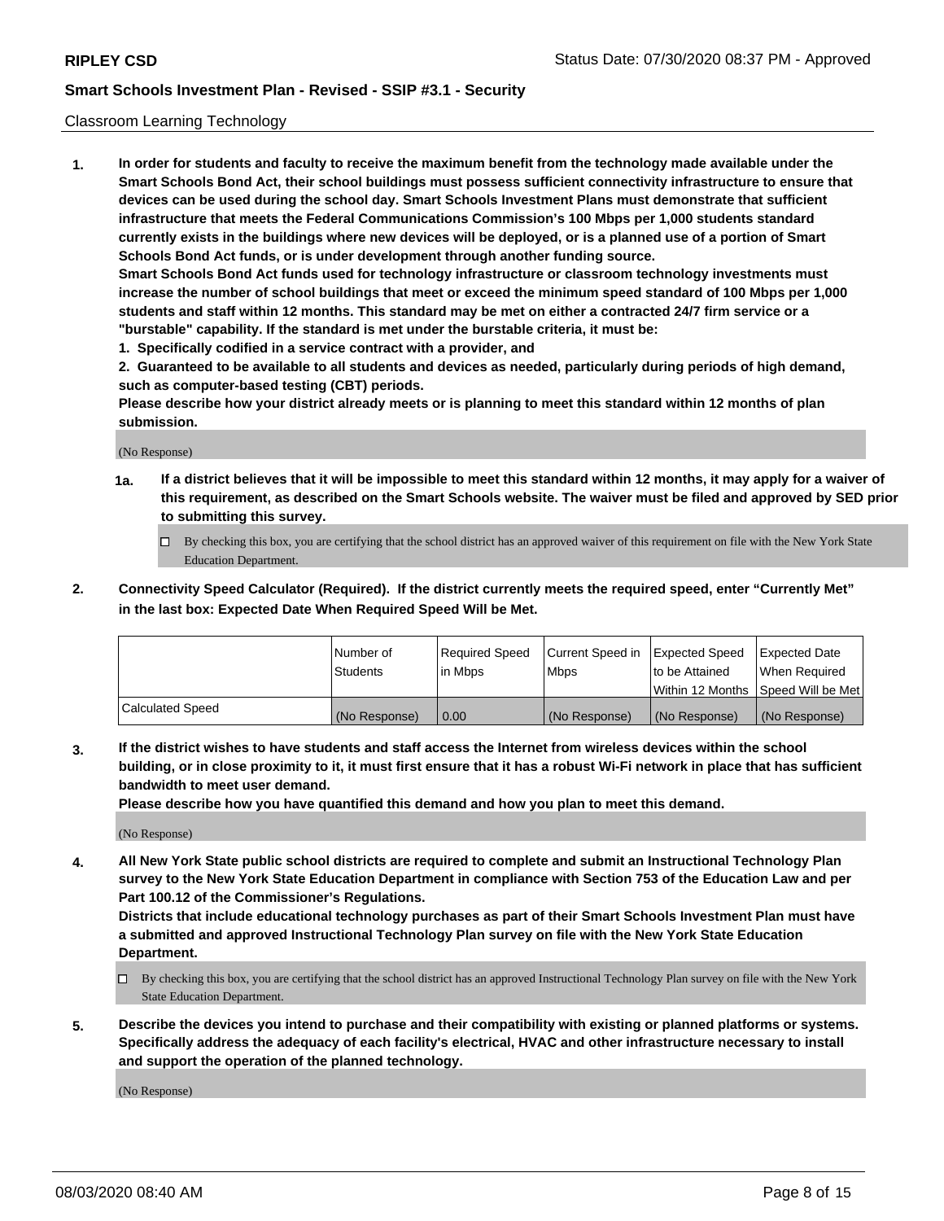Classroom Learning Technology

**1. In order for students and faculty to receive the maximum benefit from the technology made available under the Smart Schools Bond Act, their school buildings must possess sufficient connectivity infrastructure to ensure that devices can be used during the school day. Smart Schools Investment Plans must demonstrate that sufficient infrastructure that meets the Federal Communications Commission's 100 Mbps per 1,000 students standard currently exists in the buildings where new devices will be deployed, or is a planned use of a portion of Smart Schools Bond Act funds, or is under development through another funding source.**

**Smart Schools Bond Act funds used for technology infrastructure or classroom technology investments must increase the number of school buildings that meet or exceed the minimum speed standard of 100 Mbps per 1,000 students and staff within 12 months. This standard may be met on either a contracted 24/7 firm service or a "burstable" capability. If the standard is met under the burstable criteria, it must be:**

**1. Specifically codified in a service contract with a provider, and**

**2. Guaranteed to be available to all students and devices as needed, particularly during periods of high demand, such as computer-based testing (CBT) periods.**

**Please describe how your district already meets or is planning to meet this standard within 12 months of plan submission.**

(No Response)

**1a. If a district believes that it will be impossible to meet this standard within 12 months, it may apply for a waiver of this requirement, as described on the Smart Schools website. The waiver must be filed and approved by SED prior to submitting this survey.**

☐ By checking this box, you are certifying that the school district has an approved waiver of this requirement on file with the New York State Education Department.

**2. Connectivity Speed Calculator (Required). If the district currently meets the required speed, enter "Currently Met" in the last box: Expected Date When Required Speed Will be Met.**

| | Number of Students | Required Speed in Mbps | Current Speed in Mbps | Expected Speed to be Attained Within 12 Months | Expected Date When Required Speed Will be Met |
|---|---|---|---|---|---|
| Calculated Speed | (No Response) | 0.00 | (No Response) | (No Response) | (No Response) |

**3. If the district wishes to have students and staff access the Internet from wireless devices within the school building, or in close proximity to it, it must first ensure that it has a robust Wi-Fi network in place that has sufficient bandwidth to meet user demand.**

**Please describe how you have quantified this demand and how you plan to meet this demand.**

(No Response)

**4. All New York State public school districts are required to complete and submit an Instructional Technology Plan survey to the New York State Education Department in compliance with Section 753 of the Education Law and per Part 100.12 of the Commissioner's Regulations.**

**Districts that include educational technology purchases as part of their Smart Schools Investment Plan must have a submitted and approved Instructional Technology Plan survey on file with the New York State Education Department.**

☐ By checking this box, you are certifying that the school district has an approved Instructional Technology Plan survey on file with the New York State Education Department.

**5. Describe the devices you intend to purchase and their compatibility with existing or planned platforms or systems. Specifically address the adequacy of each facility's electrical, HVAC and other infrastructure necessary to install and support the operation of the planned technology.**

(No Response)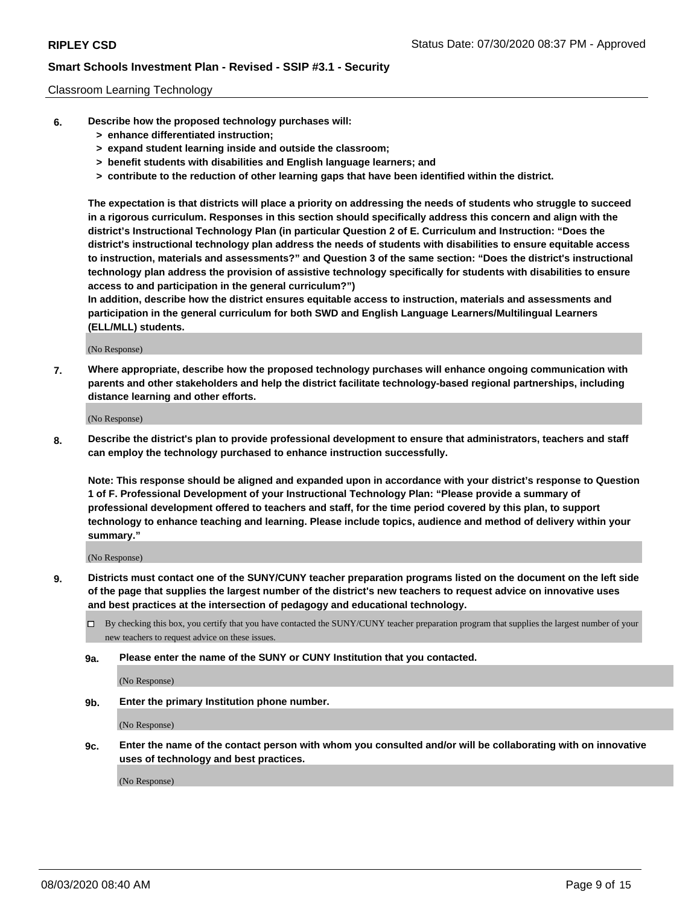Classroom Learning Technology

**6. Describe how the proposed technology purchases will:**
- **> enhance differentiated instruction;**
- **> expand student learning inside and outside the classroom;**
- **> benefit students with disabilities and English language learners; and**
- **> contribute to the reduction of other learning gaps that have been identified within the district.**

**The expectation is that districts will place a priority on addressing the needs of students who struggle to succeed in a rigorous curriculum. Responses in this section should specifically address this concern and align with the district's Instructional Technology Plan (in particular Question 2 of E. Curriculum and Instruction: "Does the district's instructional technology plan address the needs of students with disabilities to ensure equitable access to instruction, materials and assessments?" and Question 3 of the same section: "Does the district's instructional technology plan address the provision of assistive technology specifically for students with disabilities to ensure access to and participation in the general curriculum?")**

**In addition, describe how the district ensures equitable access to instruction, materials and assessments and participation in the general curriculum for both SWD and English Language Learners/Multilingual Learners (ELL/MLL) students.**

(No Response)

**7. Where appropriate, describe how the proposed technology purchases will enhance ongoing communication with parents and other stakeholders and help the district facilitate technology-based regional partnerships, including distance learning and other efforts.**

(No Response)

**8. Describe the district's plan to provide professional development to ensure that administrators, teachers and staff can employ the technology purchased to enhance instruction successfully.**

**Note: This response should be aligned and expanded upon in accordance with your district's response to Question 1 of F. Professional Development of your Instructional Technology Plan: "Please provide a summary of professional development offered to teachers and staff, for the time period covered by this plan, to support technology to enhance teaching and learning. Please include topics, audience and method of delivery within your summary."**

(No Response)

**9. Districts must contact one of the SUNY/CUNY teacher preparation programs listed on the document on the left side of the page that supplies the largest number of the district's new teachers to request advice on innovative uses and best practices at the intersection of pedagogy and educational technology.**

☐ By checking this box, you certify that you have contacted the SUNY/CUNY teacher preparation program that supplies the largest number of your new teachers to request advice on these issues.

**9a. Please enter the name of the SUNY or CUNY Institution that you contacted.**

(No Response)

**9b. Enter the primary Institution phone number.**

(No Response)

**9c. Enter the name of the contact person with whom you consulted and/or will be collaborating with on innovative uses of technology and best practices.**

(No Response)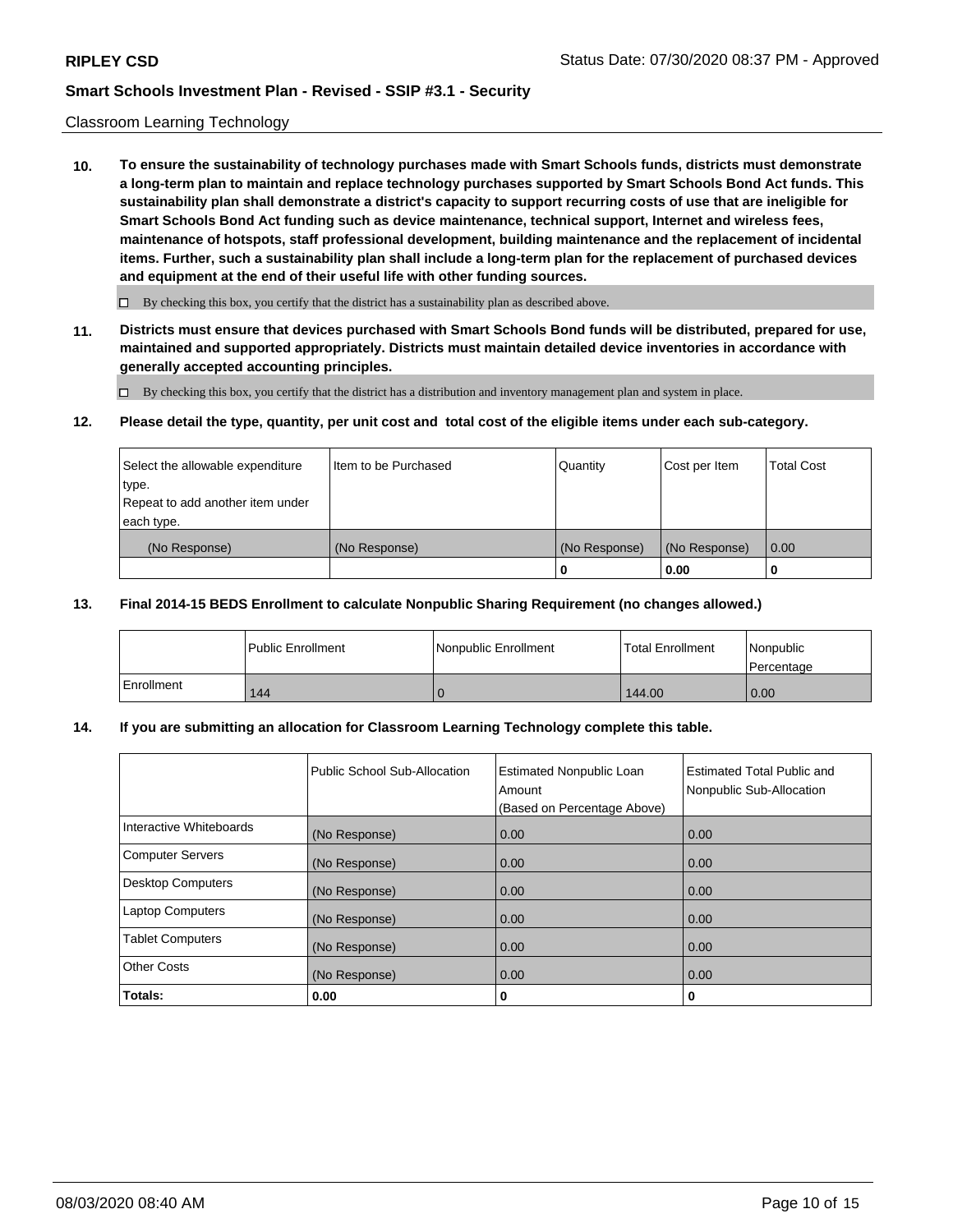Classroom Learning Technology

**10. To ensure the sustainability of technology purchases made with Smart Schools funds, districts must demonstrate a long-term plan to maintain and replace technology purchases supported by Smart Schools Bond Act funds. This sustainability plan shall demonstrate a district's capacity to support recurring costs of use that are ineligible for Smart Schools Bond Act funding such as device maintenance, technical support, Internet and wireless fees, maintenance of hotspots, staff professional development, building maintenance and the replacement of incidental items. Further, such a sustainability plan shall include a long-term plan for the replacement of purchased devices and equipment at the end of their useful life with other funding sources.**

☐ By checking this box, you certify that the district has a sustainability plan as described above.

**11. Districts must ensure that devices purchased with Smart Schools Bond funds will be distributed, prepared for use, maintained and supported appropriately. Districts must maintain detailed device inventories in accordance with generally accepted accounting principles.**

☐ By checking this box, you certify that the district has a distribution and inventory management plan and system in place.

**12. Please detail the type, quantity, per unit cost and total cost of the eligible items under each sub-category.**

| Select the allowable expenditure type. Repeat to add another item under each type. | Item to be Purchased | Quantity | Cost per Item | Total Cost |
|---|---|---|---|---|
| (No Response) | (No Response) | (No Response) | (No Response) | 0.00 |
| | | 0 | 0.00 | 0 |

**13. Final 2014-15 BEDS Enrollment to calculate Nonpublic Sharing Requirement (no changes allowed.)**

| | Public Enrollment | Nonpublic Enrollment | Total Enrollment | Nonpublic Percentage |
|---|---|---|---|---|
| Enrollment | 144 | 0 | 144.00 | 0.00 |

**14. If you are submitting an allocation for Classroom Learning Technology complete this table.**

| | Public School Sub-Allocation | Estimated Nonpublic Loan Amount (Based on Percentage Above) | Estimated Total Public and Nonpublic Sub-Allocation |
|---|---|---|---|
| Interactive Whiteboards | (No Response) | 0.00 | 0.00 |
| Computer Servers | (No Response) | 0.00 | 0.00 |
| Desktop Computers | (No Response) | 0.00 | 0.00 |
| Laptop Computers | (No Response) | 0.00 | 0.00 |
| Tablet Computers | (No Response) | 0.00 | 0.00 |
| Other Costs | (No Response) | 0.00 | 0.00 |
| **Totals:** | **0.00** | **0** | **0** |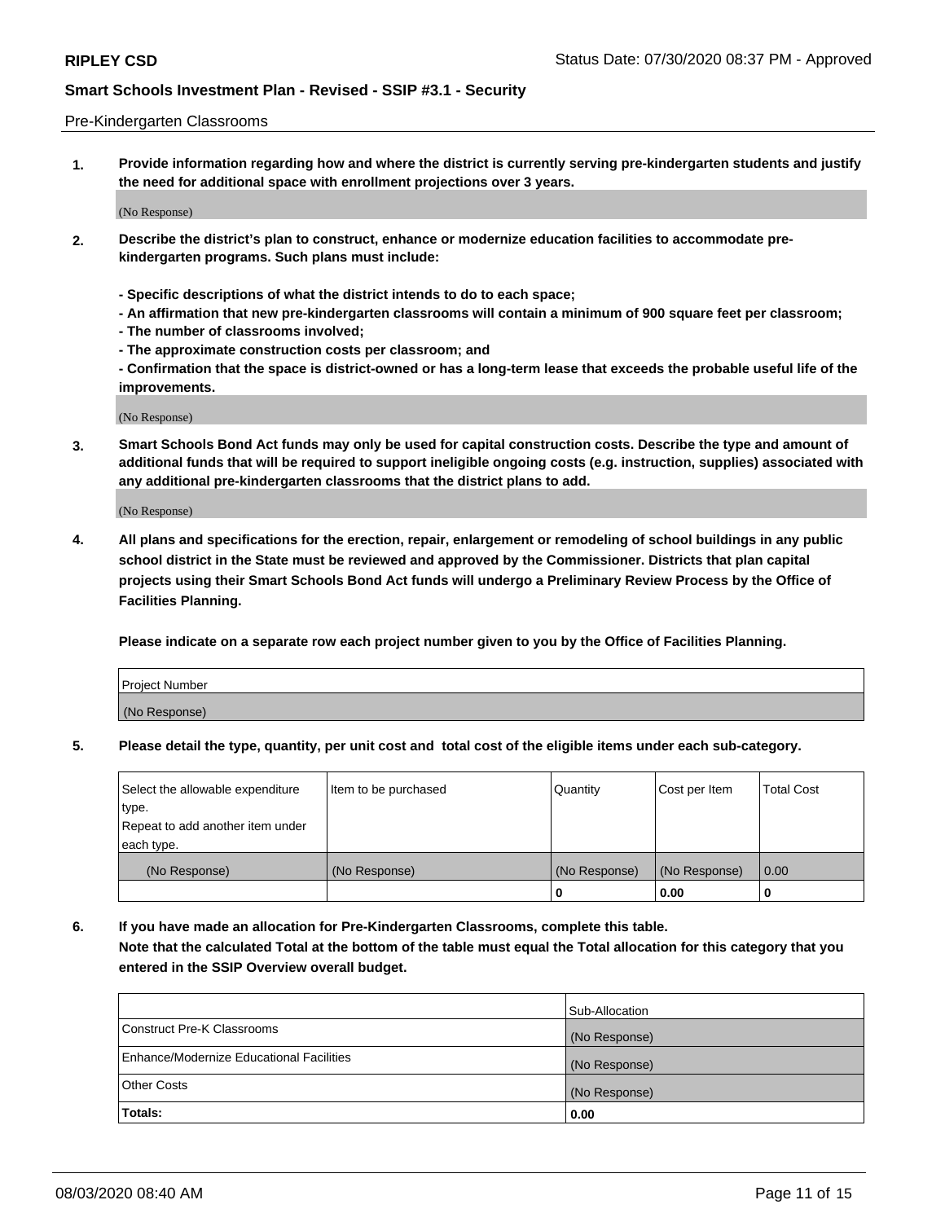Pre-Kindergarten Classrooms

**1. Provide information regarding how and where the district is currently serving pre-kindergarten students and justify the need for additional space with enrollment projections over 3 years.**

(No Response)

**2. Describe the district's plan to construct, enhance or modernize education facilities to accommodate pre-kindergarten programs. Such plans must include:**

**- Specific descriptions of what the district intends to do to each space;**
**- An affirmation that new pre-kindergarten classrooms will contain a minimum of 900 square feet per classroom;**
**- The number of classrooms involved;**
**- The approximate construction costs per classroom; and**
**- Confirmation that the space is district-owned or has a long-term lease that exceeds the probable useful life of the improvements.**

(No Response)

**3. Smart Schools Bond Act funds may only be used for capital construction costs. Describe the type and amount of additional funds that will be required to support ineligible ongoing costs (e.g. instruction, supplies) associated with any additional pre-kindergarten classrooms that the district plans to add.**

(No Response)

**4. All plans and specifications for the erection, repair, enlargement or remodeling of school buildings in any public school district in the State must be reviewed and approved by the Commissioner. Districts that plan capital projects using their Smart Schools Bond Act funds will undergo a Preliminary Review Process by the Office of Facilities Planning.**

**Please indicate on a separate row each project number given to you by the Office of Facilities Planning.**

| Project Number |
|---|
| (No Response) |

**5. Please detail the type, quantity, per unit cost and total cost of the eligible items under each sub-category.**

| Select the allowable expenditure type. Repeat to add another item under each type. | Item to be purchased | Quantity | Cost per Item | Total Cost |
|---|---|---|---|---|
| (No Response) | (No Response) | (No Response) | (No Response) | 0.00 |
| | | 0 | 0.00 | 0 |

**6. If you have made an allocation for Pre-Kindergarten Classrooms, complete this table. Note that the calculated Total at the bottom of the table must equal the Total allocation for this category that you entered in the SSIP Overview overall budget.**

| | Sub-Allocation |
|---|---|
| Construct Pre-K Classrooms | (No Response) |
| Enhance/Modernize Educational Facilities | (No Response) |
| Other Costs | (No Response) |
| **Totals:** | **0.00** |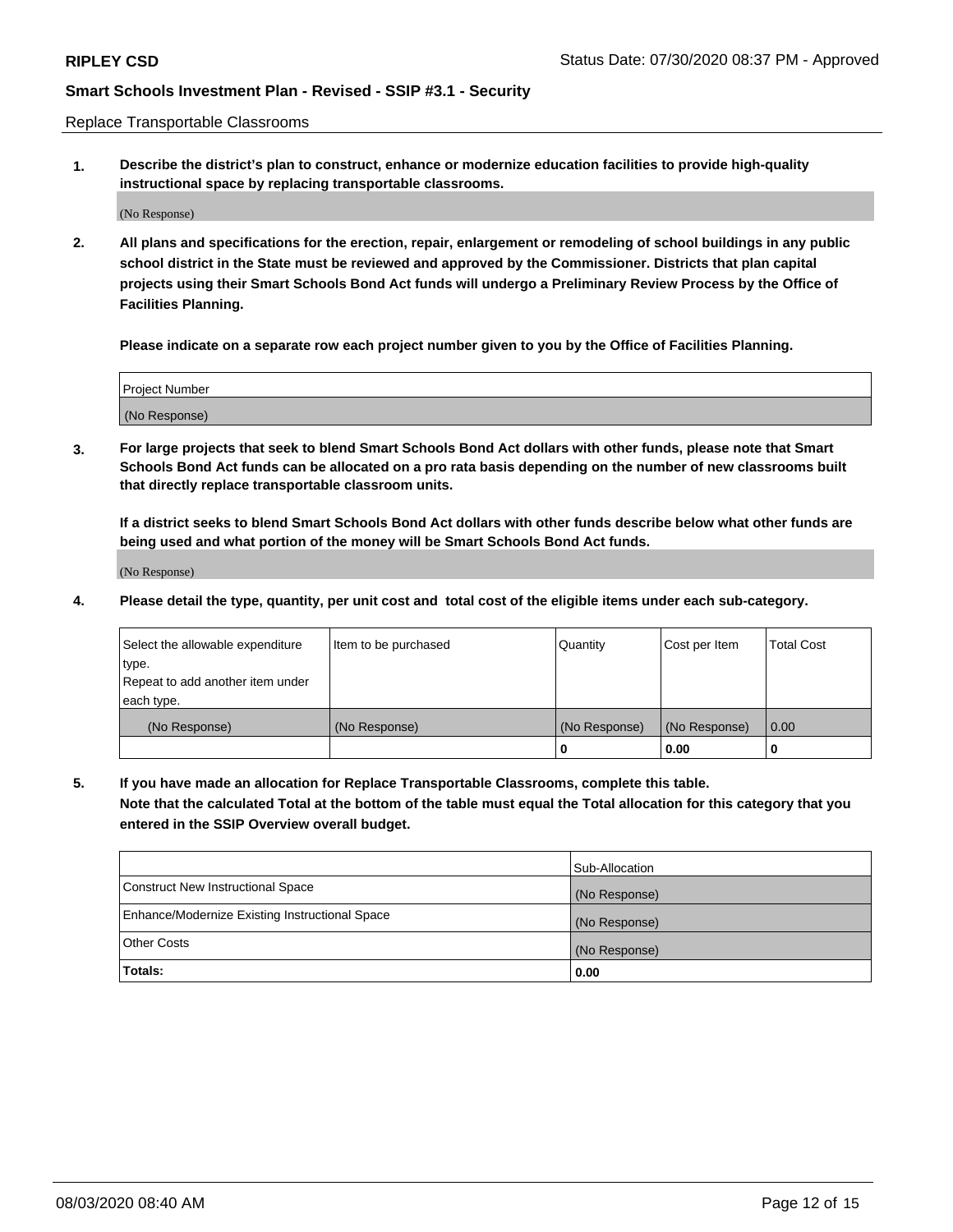Replace Transportable Classrooms

1. **Describe the district's plan to construct, enhance or modernize education facilities to provide high-quality instructional space by replacing transportable classrooms.**

(No Response)

2. **All plans and specifications for the erection, repair, enlargement or remodeling of school buildings in any public school district in the State must be reviewed and approved by the Commissioner. Districts that plan capital projects using their Smart Schools Bond Act funds will undergo a Preliminary Review Process by the Office of Facilities Planning.**

**Please indicate on a separate row each project number given to you by the Office of Facilities Planning.**

| Project Number |
|---|
| (No Response) |

3. **For large projects that seek to blend Smart Schools Bond Act dollars with other funds, please note that Smart Schools Bond Act funds can be allocated on a pro rata basis depending on the number of new classrooms built that directly replace transportable classroom units.**

**If a district seeks to blend Smart Schools Bond Act dollars with other funds describe below what other funds are being used and what portion of the money will be Smart Schools Bond Act funds.**

(No Response)

4. **Please detail the type, quantity, per unit cost and total cost of the eligible items under each sub-category.**

| Select the allowable expenditure type. Repeat to add another item under each type. | Item to be purchased | Quantity | Cost per Item | Total Cost |
|---|---|---|---|---|
| (No Response) | (No Response) | (No Response) | (No Response) | 0.00 |
| | | 0 | 0.00 | 0 |

5. **If you have made an allocation for Replace Transportable Classrooms, complete this table. Note that the calculated Total at the bottom of the table must equal the Total allocation for this category that you entered in the SSIP Overview overall budget.**

| | Sub-Allocation |
|---|---|
| Construct New Instructional Space | (No Response) |
| Enhance/Modernize Existing Instructional Space | (No Response) |
| Other Costs | (No Response) |
| **Totals:** | **0.00** |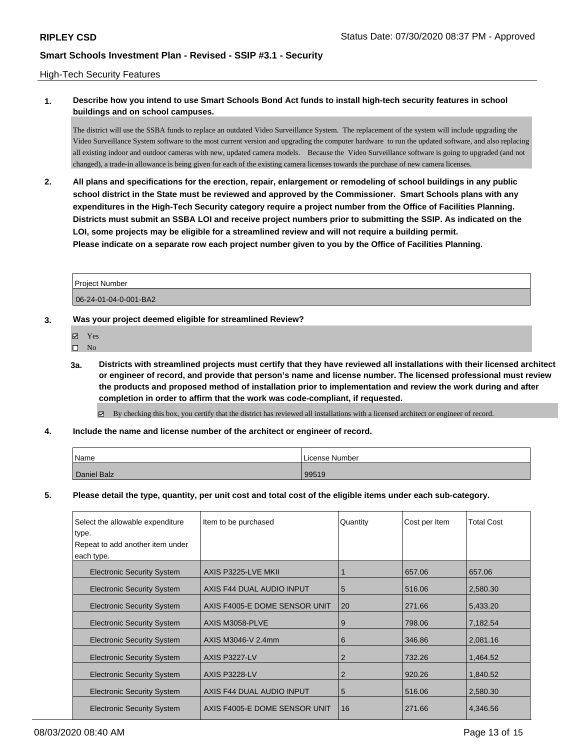High-Tech Security Features

**1. Describe how you intend to use Smart Schools Bond Act funds to install high-tech security features in school buildings and on school campuses.**

The district will use the SSBA funds to replace an outdated Video Surveillance System. The replacement of the system will include upgrading the Video Surveillance System software to the most current version and upgrading the computer hardware to run the updated software, and also replacing all existing indoor and outdoor cameras with new, updated camera models. Because the Video Surveillance software is going to upgraded (and not changed), a trade-in allowance is being given for each of the existing camera licenses towards the purchase of new camera licenses.

**2. All plans and specifications for the erection, repair, enlargement or remodeling of school buildings in any public school district in the State must be reviewed and approved by the Commissioner. Smart Schools plans with any expenditures in the High-Tech Security category require a project number from the Office of Facilities Planning. Districts must submit an SSBA LOI and receive project numbers prior to submitting the SSIP. As indicated on the LOI, some projects may be eligible for a streamlined review and will not require a building permit. Please indicate on a separate row each project number given to you by the Office of Facilities Planning.**

| Project Number |
|---|
| 06-24-01-04-0-001-BA2 |

**3. Was your project deemed eligible for streamlined Review?**

- ☑ Yes
- ☐ No

**3a. Districts with streamlined projects must certify that they have reviewed all installations with their licensed architect or engineer of record, and provide that person's name and license number. The licensed professional must review the products and proposed method of installation prior to implementation and review the work during and after completion in order to affirm that the work was code-compliant, if requested.**

☑ By checking this box, you certify that the district has reviewed all installations with a licensed architect or engineer of record.

**4. Include the name and license number of the architect or engineer of record.**

| Name | License Number |
|---|---|
| Daniel Balz | 99519 |

**5. Please detail the type, quantity, per unit cost and total cost of the eligible items under each sub-category.**

| Select the allowable expenditure type. Repeat to add another item under each type. | Item to be purchased | Quantity | Cost per Item | Total Cost |
|---|---|---|---|---|
| Electronic Security System | AXIS P3225-LVE MKII | 1 | 657.06 | 657.06 |
| Electronic Security System | AXIS F44 DUAL AUDIO INPUT | 5 | 516.06 | 2,580.30 |
| Electronic Security System | AXIS F4005-E DOME SENSOR UNIT | 20 | 271.66 | 5,433.20 |
| Electronic Security System | AXIS M3058-PLVE | 9 | 798.06 | 7,182.54 |
| Electronic Security System | AXIS M3046-V 2.4mm | 6 | 346.86 | 2,081.16 |
| Electronic Security System | AXIS P3227-LV | 2 | 732.26 | 1,464.52 |
| Electronic Security System | AXIS P3228-LV | 2 | 920.26 | 1,840.52 |
| Electronic Security System | AXIS F44 DUAL AUDIO INPUT | 5 | 516.06 | 2,580.30 |
| Electronic Security System | AXIS F4005-E DOME SENSOR UNIT | 16 | 271.66 | 4,346.56 |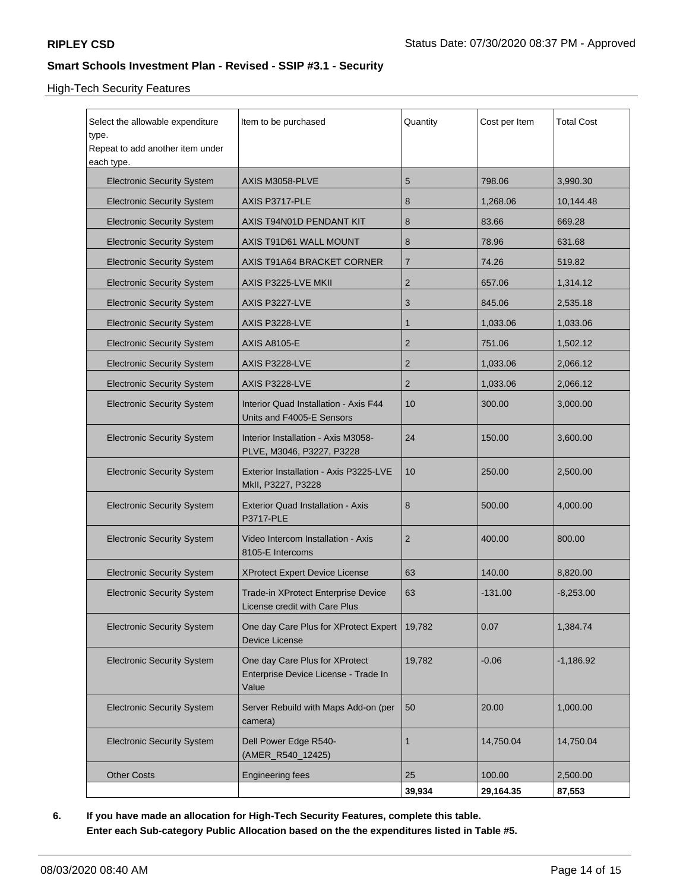High-Tech Security Features

| Select the allowable expenditure type.<br>Repeat to add another item under each type. | Item to be purchased | Quantity | Cost per Item | Total Cost |
|---|---|---|---|---|
| Electronic Security System | AXIS M3058-PLVE | 5 | 798.06 | 3,990.30 |
| Electronic Security System | AXIS P3717-PLE | 8 | 1,268.06 | 10,144.48 |
| Electronic Security System | AXIS T94N01D PENDANT KIT | 8 | 83.66 | 669.28 |
| Electronic Security System | AXIS T91D61 WALL MOUNT | 8 | 78.96 | 631.68 |
| Electronic Security System | AXIS T91A64 BRACKET CORNER | 7 | 74.26 | 519.82 |
| Electronic Security System | AXIS P3225-LVE MKII | 2 | 657.06 | 1,314.12 |
| Electronic Security System | AXIS P3227-LVE | 3 | 845.06 | 2,535.18 |
| Electronic Security System | AXIS P3228-LVE | 1 | 1,033.06 | 1,033.06 |
| Electronic Security System | AXIS A8105-E | 2 | 751.06 | 1,502.12 |
| Electronic Security System | AXIS P3228-LVE | 2 | 1,033.06 | 2,066.12 |
| Electronic Security System | AXIS P3228-LVE | 2 | 1,033.06 | 2,066.12 |
| Electronic Security System | Interior Quad Installation - Axis F44 Units and F4005-E Sensors | 10 | 300.00 | 3,000.00 |
| Electronic Security System | Interior Installation - Axis M3058-PLVE, M3046, P3227, P3228 | 24 | 150.00 | 3,600.00 |
| Electronic Security System | Exterior Installation - Axis P3225-LVE MkII, P3227, P3228 | 10 | 250.00 | 2,500.00 |
| Electronic Security System | Exterior Quad Installation - Axis P3717-PLE | 8 | 500.00 | 4,000.00 |
| Electronic Security System | Video Intercom Installation - Axis 8105-E Intercoms | 2 | 400.00 | 800.00 |
| Electronic Security System | XProtect Expert Device License | 63 | 140.00 | 8,820.00 |
| Electronic Security System | Trade-in XProtect Enterprise Device License credit with Care Plus | 63 | -131.00 | -8,253.00 |
| Electronic Security System | One day Care Plus for XProtect Expert Device License | 19,782 | 0.07 | 1,384.74 |
| Electronic Security System | One day Care Plus for XProtect Enterprise Device License - Trade In Value | 19,782 | -0.06 | -1,186.92 |
| Electronic Security System | Server Rebuild with Maps Add-on (per camera) | 50 | 20.00 | 1,000.00 |
| Electronic Security System | Dell Power Edge R540-(AMER_R540_12425) | 1 | 14,750.04 | 14,750.04 |
| Other Costs | Engineering fees | 25 | 100.00 | 2,500.00 |
| | | **39,934** | **29,164.35** | **87,553** |

**6. If you have made an allocation for High-Tech Security Features, complete this table.**
**Enter each Sub-category Public Allocation based on the the expenditures listed in Table #5.**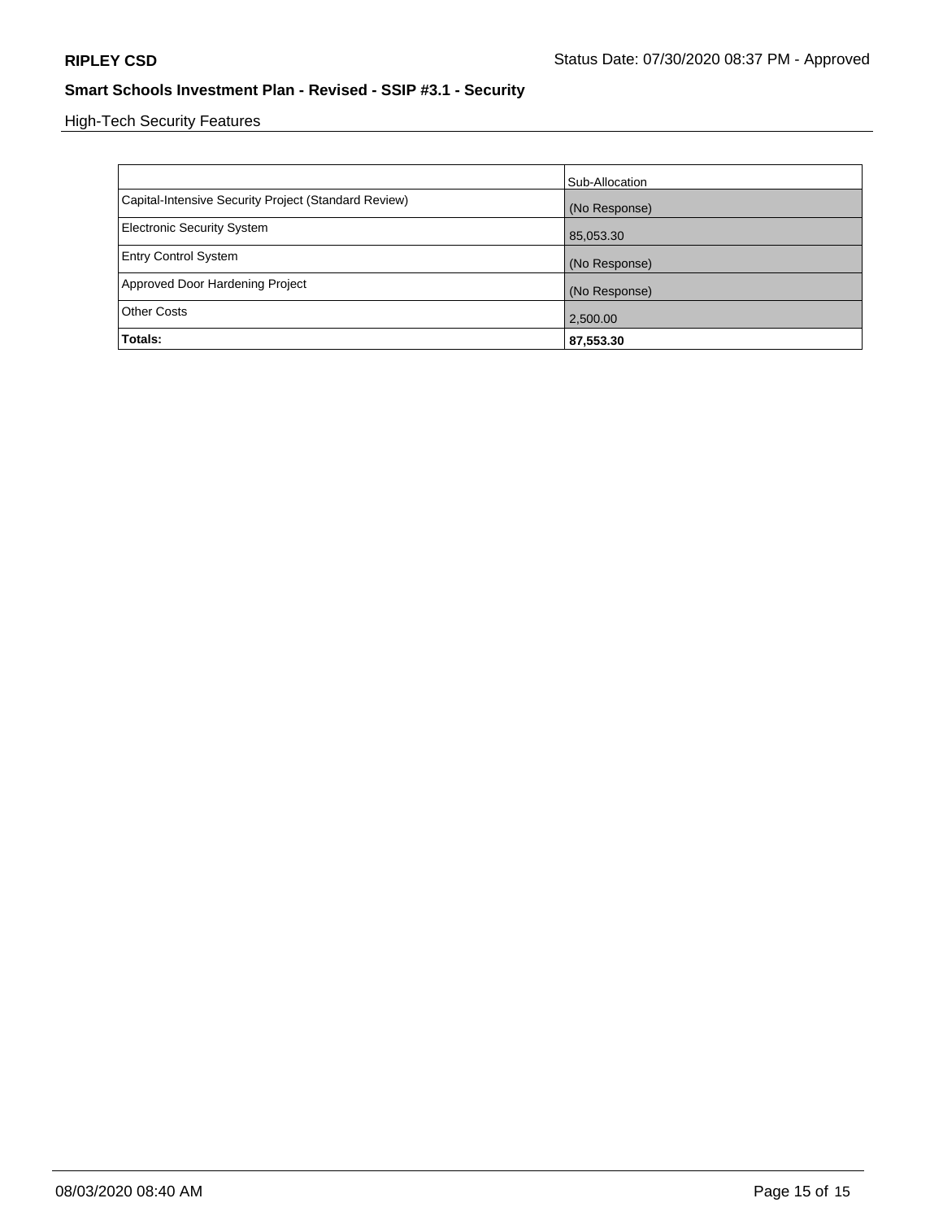## Smart Schools Investment Plan - Revised - SSIP #3.1 - Security

High-Tech Security Features

| | Sub-Allocation |
|---|---|
| Capital-Intensive Security Project (Standard Review) | (No Response) |
| Electronic Security System | 85,053.30 |
| Entry Control System | (No Response) |
| Approved Door Hardening Project | (No Response) |
| Other Costs | 2,500.00 |
| **Totals:** | **87,553.30** |